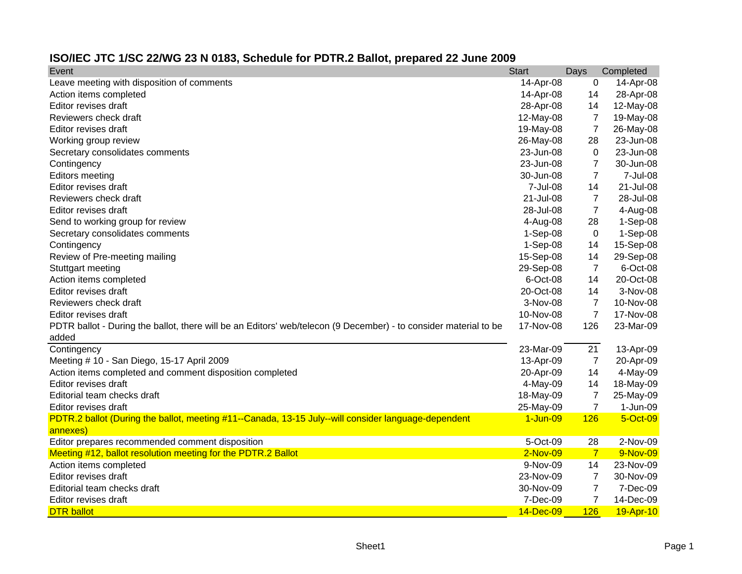# ISO/IEC JTC 1/SC 22/WG 23 N 0183, Schedule for PDTR.2 Ballot, prepared 22 June 2009

| Event | Start | Days | Completed |
|---|---|---|---|
| Leave meeting with disposition of comments | 14-Apr-08 | 0 | 14-Apr-08 |
| Action items completed | 14-Apr-08 | 14 | 28-Apr-08 |
| Editor revises draft | 28-Apr-08 | 14 | 12-May-08 |
| Reviewers check draft | 12-May-08 | 7 | 19-May-08 |
| Editor revises draft | 19-May-08 | 7 | 26-May-08 |
| Working group review | 26-May-08 | 28 | 23-Jun-08 |
| Secretary consolidates comments | 23-Jun-08 | 0 | 23-Jun-08 |
| Contingency | 23-Jun-08 | 7 | 30-Jun-08 |
| Editors meeting | 30-Jun-08 | 7 | 7-Jul-08 |
| Editor revises draft | 7-Jul-08 | 14 | 21-Jul-08 |
| Reviewers check draft | 21-Jul-08 | 7 | 28-Jul-08 |
| Editor revises draft | 28-Jul-08 | 7 | 4-Aug-08 |
| Send to working group for review | 4-Aug-08 | 28 | 1-Sep-08 |
| Secretary consolidates comments | 1-Sep-08 | 0 | 1-Sep-08 |
| Contingency | 1-Sep-08 | 14 | 15-Sep-08 |
| Review of Pre-meeting mailing | 15-Sep-08 | 14 | 29-Sep-08 |
| Stuttgart meeting | 29-Sep-08 | 7 | 6-Oct-08 |
| Action items completed | 6-Oct-08 | 14 | 20-Oct-08 |
| Editor revises draft | 20-Oct-08 | 14 | 3-Nov-08 |
| Reviewers check draft | 3-Nov-08 | 7 | 10-Nov-08 |
| Editor revises draft | 10-Nov-08 | 7 | 17-Nov-08 |
| PDTR ballot - During the ballot, there will be an Editors' web/telecon (9 December) - to consider material to be added | 17-Nov-08 | 126 | 23-Mar-09 |
| Contingency | 23-Mar-09 | 21 | 13-Apr-09 |
| Meeting # 10 - San Diego, 15-17 April 2009 | 13-Apr-09 | 7 | 20-Apr-09 |
| Action items completed and comment disposition completed | 20-Apr-09 | 14 | 4-May-09 |
| Editor revises draft | 4-May-09 | 14 | 18-May-09 |
| Editorial team checks draft | 18-May-09 | 7 | 25-May-09 |
| Editor revises draft | 25-May-09 | 7 | 1-Jun-09 |
| PDTR.2 ballot (During the ballot, meeting #11--Canada, 13-15 July--will consider language-dependent annexes) | 1-Jun-09 | 126 | 5-Oct-09 |
| Editor prepares recommended comment disposition | 5-Oct-09 | 28 | 2-Nov-09 |
| Meeting #12, ballot resolution meeting for the PDTR.2 Ballot | 2-Nov-09 | 7 | 9-Nov-09 |
| Action items completed | 9-Nov-09 | 14 | 23-Nov-09 |
| Editor revises draft | 23-Nov-09 | 7 | 30-Nov-09 |
| Editorial team checks draft | 30-Nov-09 | 7 | 7-Dec-09 |
| Editor revises draft | 7-Dec-09 | 7 | 14-Dec-09 |
| DTR ballot | 14-Dec-09 | 126 | 19-Apr-10 |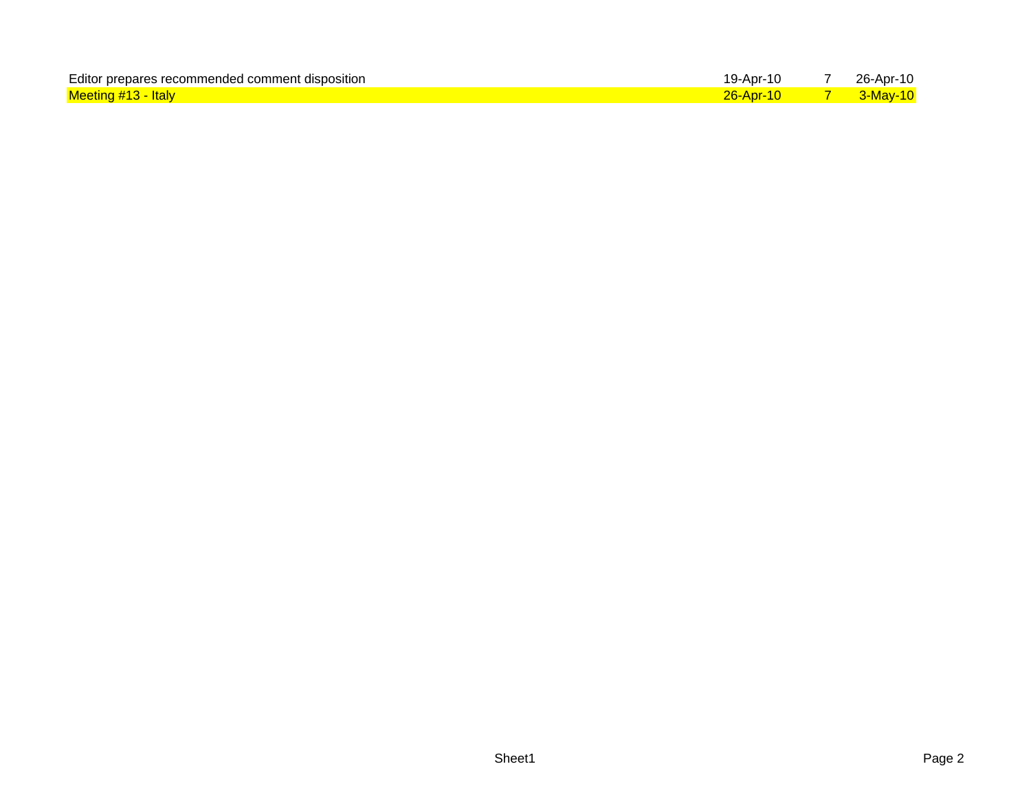| | | | |
|---|---|---|---|
| Editor prepares recommended comment disposition | 19-Apr-10 | 7 | 26-Apr-10 |
| Meeting #13 - Italy | 26-Apr-10 | 7 | 3-May-10 |